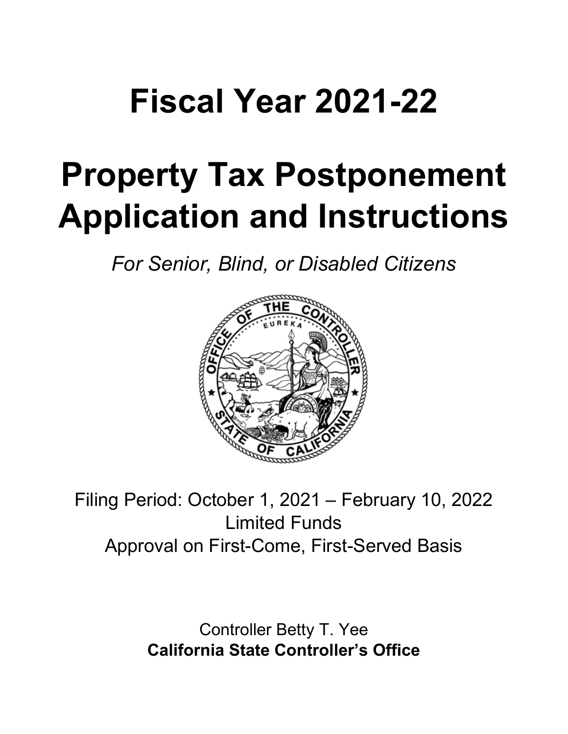# Fiscal Year 2021-22

# Property Tax Postponement Application and Instructions

*For Senior, Blind, or Disabled Citizens*

Filing Period: October 1, 2021 – February 10, 2022
Limited Funds
Approval on First-Come, First-Served Basis

Controller Betty T. Yee
**California State Controller's Office**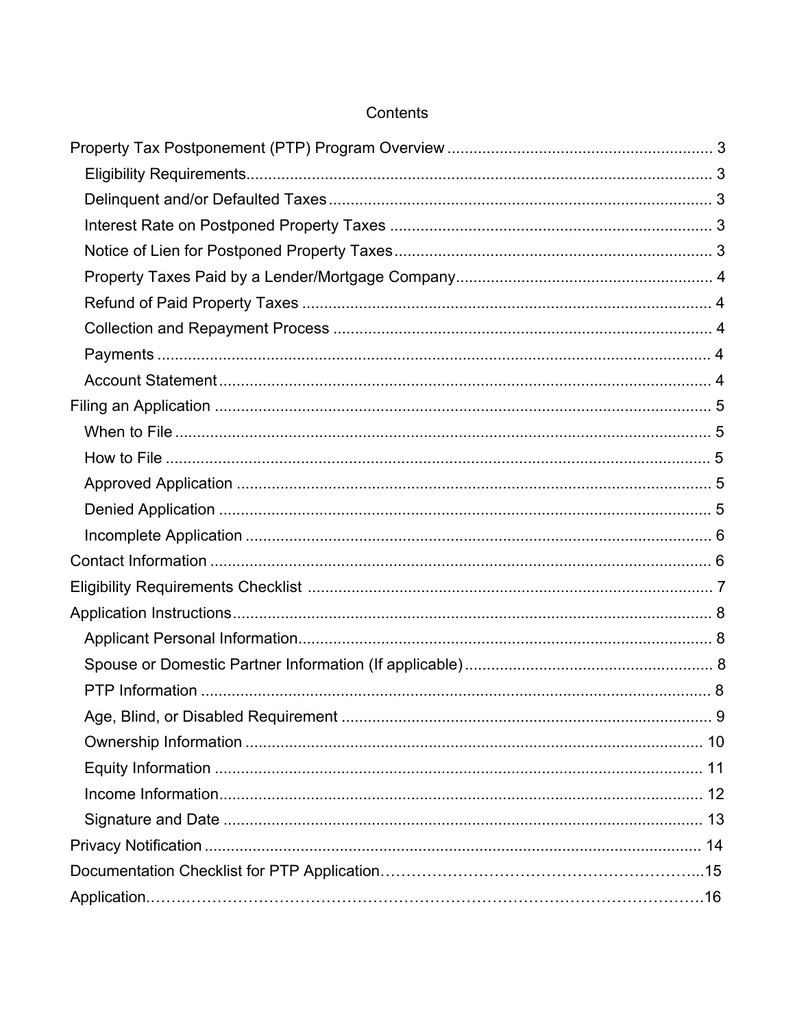# Contents

- Property Tax Postponement (PTP) Program Overview ..... 3
  - Eligibility Requirements..... 3
  - Delinquent and/or Defaulted Taxes..... 3
  - Interest Rate on Postponed Property Taxes ..... 3
  - Notice of Lien for Postponed Property Taxes..... 3
  - Property Taxes Paid by a Lender/Mortgage Company..... 4
  - Refund of Paid Property Taxes ..... 4
  - Collection and Repayment Process ..... 4
  - Payments ..... 4
  - Account Statement..... 4
- Filing an Application ..... 5
  - When to File ..... 5
  - How to File ..... 5
  - Approved Application ..... 5
  - Denied Application ..... 5
  - Incomplete Application ..... 6
- Contact Information ..... 6
- Eligibility Requirements Checklist ..... 7
- Application Instructions..... 8
  - Applicant Personal Information..... 8
  - Spouse or Domestic Partner Information (If applicable)..... 8
  - PTP Information ..... 8
  - Age, Blind, or Disabled Requirement ..... 9
  - Ownership Information ..... 10
  - Equity Information ..... 11
  - Income Information..... 12
  - Signature and Date ..... 13
- Privacy Notification ..... 14
- Documentation Checklist for PTP Application..... 15
- Application..... 16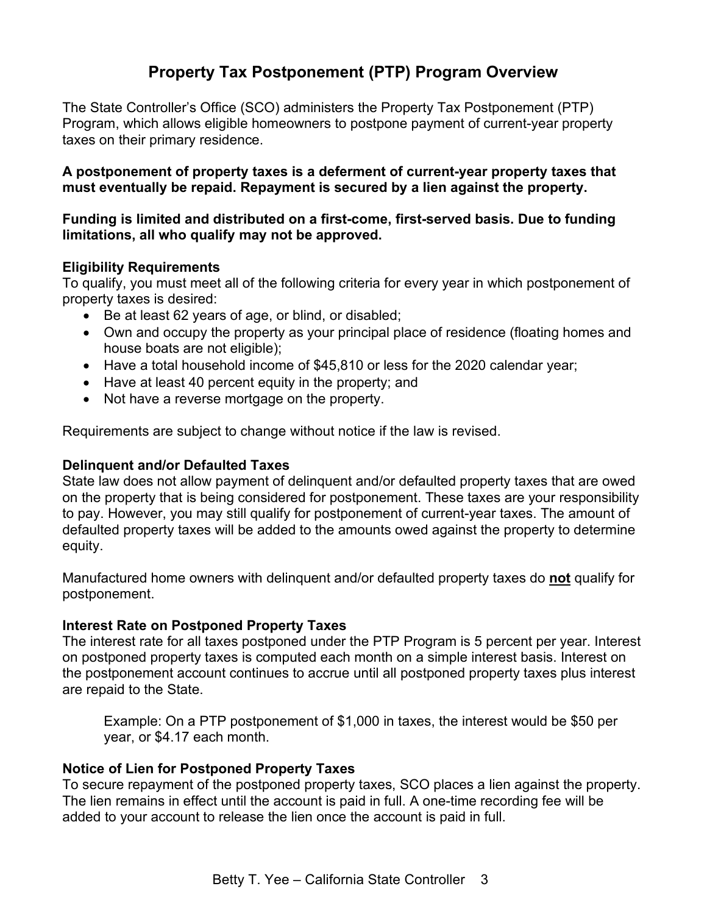# Property Tax Postponement (PTP) Program Overview

The State Controller's Office (SCO) administers the Property Tax Postponement (PTP) Program, which allows eligible homeowners to postpone payment of current-year property taxes on their primary residence.

**A postponement of property taxes is a deferment of current-year property taxes that must eventually be repaid. Repayment is secured by a lien against the property.**

**Funding is limited and distributed on a first-come, first-served basis. Due to funding limitations, all who qualify may not be approved.**

### Eligibility Requirements

To qualify, you must meet all of the following criteria for every year in which postponement of property taxes is desired:

- Be at least 62 years of age, or blind, or disabled;
- Own and occupy the property as your principal place of residence (floating homes and house boats are not eligible);
- Have a total household income of $45,810 or less for the 2020 calendar year;
- Have at least 40 percent equity in the property; and
- Not have a reverse mortgage on the property.

Requirements are subject to change without notice if the law is revised.

### Delinquent and/or Defaulted Taxes

State law does not allow payment of delinquent and/or defaulted property taxes that are owed on the property that is being considered for postponement. These taxes are your responsibility to pay. However, you may still qualify for postponement of current-year taxes. The amount of defaulted property taxes will be added to the amounts owed against the property to determine equity.

Manufactured home owners with delinquent and/or defaulted property taxes do **not** qualify for postponement.

### Interest Rate on Postponed Property Taxes

The interest rate for all taxes postponed under the PTP Program is 5 percent per year. Interest on postponed property taxes is computed each month on a simple interest basis. Interest on the postponement account continues to accrue until all postponed property taxes plus interest are repaid to the State.

> Example: On a PTP postponement of $1,000 in taxes, the interest would be $50 per year, or $4.17 each month.

### Notice of Lien for Postponed Property Taxes

To secure repayment of the postponed property taxes, SCO places a lien against the property. The lien remains in effect until the account is paid in full. A one-time recording fee will be added to your account to release the lien once the account is paid in full.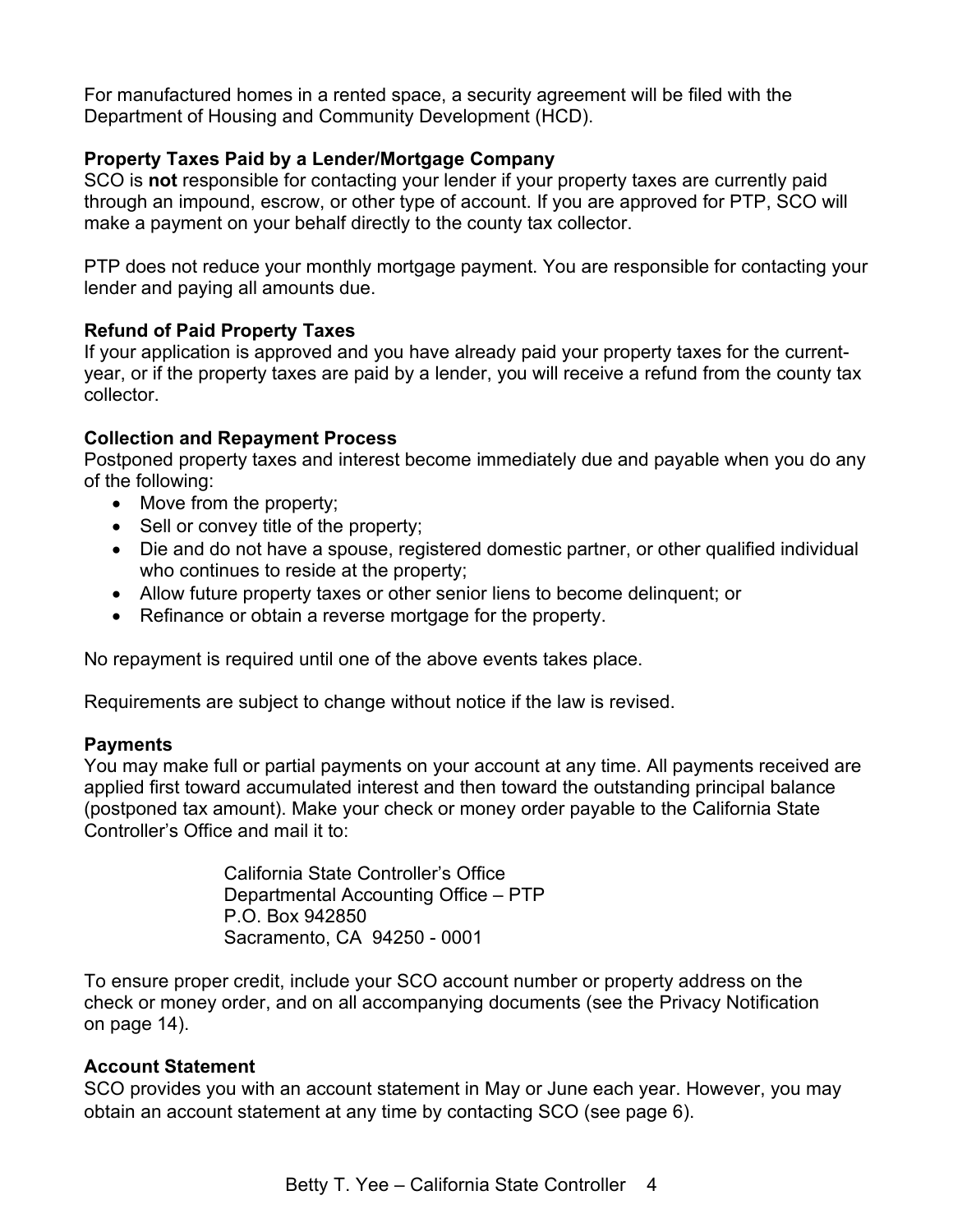For manufactured homes in a rented space, a security agreement will be filed with the Department of Housing and Community Development (HCD).

**Property Taxes Paid by a Lender/Mortgage Company**

SCO is **not** responsible for contacting your lender if your property taxes are currently paid through an impound, escrow, or other type of account. If you are approved for PTP, SCO will make a payment on your behalf directly to the county tax collector.

PTP does not reduce your monthly mortgage payment. You are responsible for contacting your lender and paying all amounts due.

**Refund of Paid Property Taxes**

If your application is approved and you have already paid your property taxes for the current-year, or if the property taxes are paid by a lender, you will receive a refund from the county tax collector.

**Collection and Repayment Process**

Postponed property taxes and interest become immediately due and payable when you do any of the following:

- Move from the property;
- Sell or convey title of the property;
- Die and do not have a spouse, registered domestic partner, or other qualified individual who continues to reside at the property;
- Allow future property taxes or other senior liens to become delinquent; or
- Refinance or obtain a reverse mortgage for the property.

No repayment is required until one of the above events takes place.

Requirements are subject to change without notice if the law is revised.

**Payments**

You may make full or partial payments on your account at any time. All payments received are applied first toward accumulated interest and then toward the outstanding principal balance (postponed tax amount). Make your check or money order payable to the California State Controller's Office and mail it to:

California State Controller's Office
Departmental Accounting Office – PTP
P.O. Box 942850
Sacramento, CA 94250 - 0001

To ensure proper credit, include your SCO account number or property address on the check or money order, and on all accompanying documents (see the Privacy Notification on page 14).

**Account Statement**

SCO provides you with an account statement in May or June each year. However, you may obtain an account statement at any time by contacting SCO (see page 6).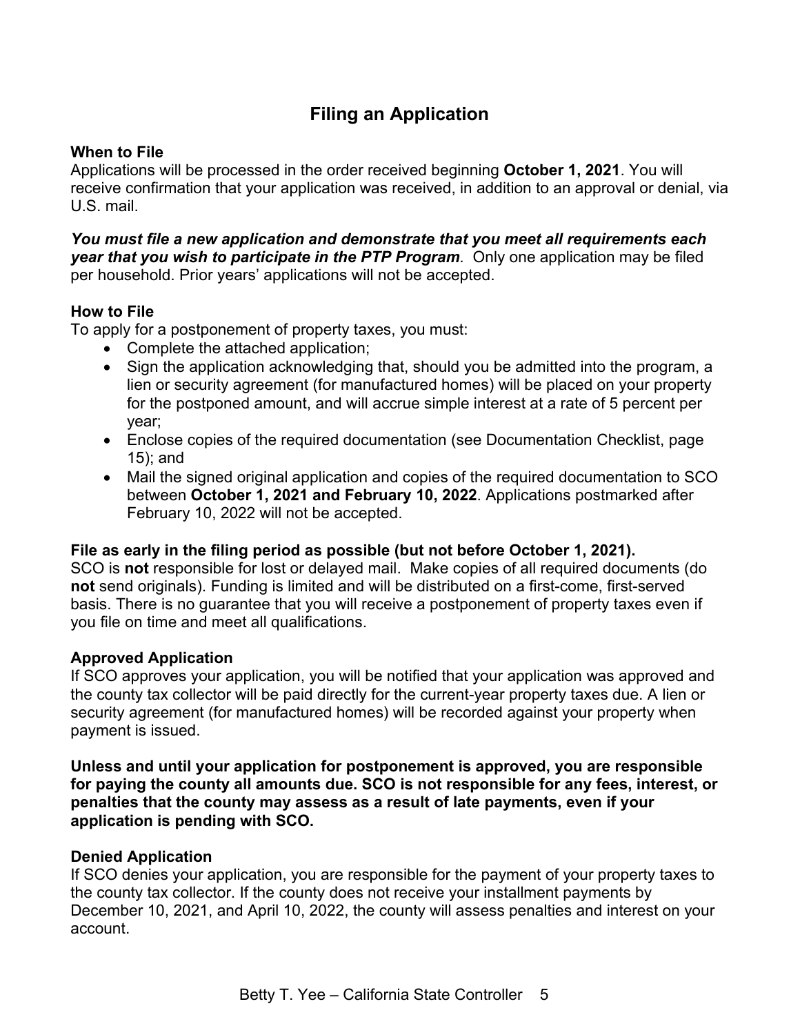# Filing an Application

**When to File**

Applications will be processed in the order received beginning **October 1, 2021**. You will receive confirmation that your application was received, in addition to an approval or denial, via U.S. mail.

***You must file a new application and demonstrate that you meet all requirements each year that you wish to participate in the PTP Program.*** Only one application may be filed per household. Prior years' applications will not be accepted.

**How to File**

To apply for a postponement of property taxes, you must:

- Complete the attached application;
- Sign the application acknowledging that, should you be admitted into the program, a lien or security agreement (for manufactured homes) will be placed on your property for the postponed amount, and will accrue simple interest at a rate of 5 percent per year;
- Enclose copies of the required documentation (see Documentation Checklist, page 15); and
- Mail the signed original application and copies of the required documentation to SCO between **October 1, 2021 and February 10, 2022**. Applications postmarked after February 10, 2022 will not be accepted.

**File as early in the filing period as possible (but not before October 1, 2021).**

SCO is **not** responsible for lost or delayed mail. Make copies of all required documents (do **not** send originals). Funding is limited and will be distributed on a first-come, first-served basis. There is no guarantee that you will receive a postponement of property taxes even if you file on time and meet all qualifications.

**Approved Application**

If SCO approves your application, you will be notified that your application was approved and the county tax collector will be paid directly for the current-year property taxes due. A lien or security agreement (for manufactured homes) will be recorded against your property when payment is issued.

**Unless and until your application for postponement is approved, you are responsible for paying the county all amounts due. SCO is not responsible for any fees, interest, or penalties that the county may assess as a result of late payments, even if your application is pending with SCO.**

**Denied Application**

If SCO denies your application, you are responsible for the payment of your property taxes to the county tax collector. If the county does not receive your installment payments by December 10, 2021, and April 10, 2022, the county will assess penalties and interest on your account.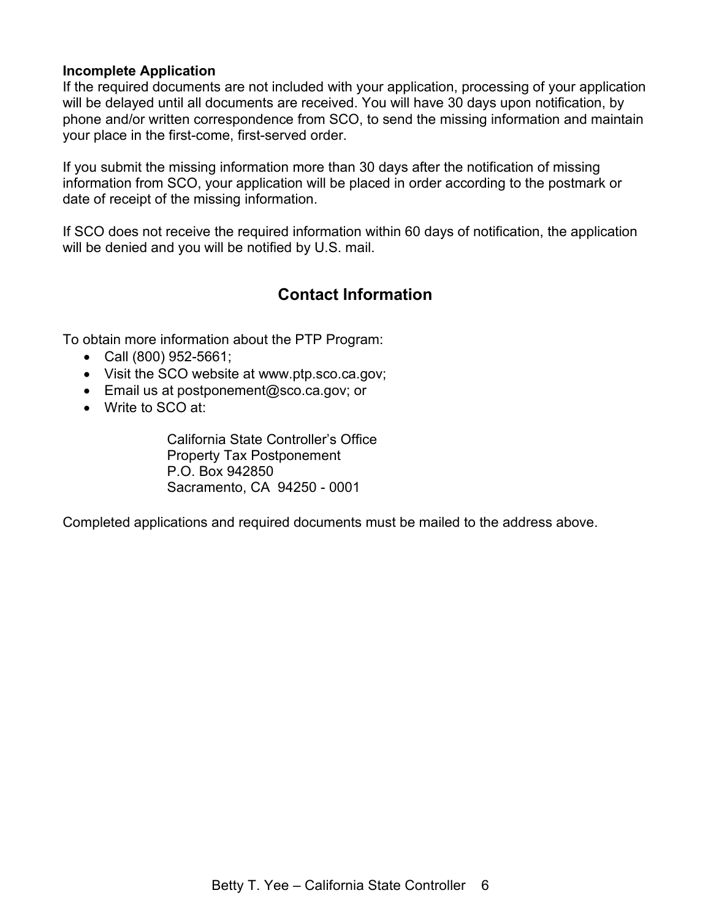**Incomplete Application**

If the required documents are not included with your application, processing of your application will be delayed until all documents are received. You will have 30 days upon notification, by phone and/or written correspondence from SCO, to send the missing information and maintain your place in the first-come, first-served order.

If you submit the missing information more than 30 days after the notification of missing information from SCO, your application will be placed in order according to the postmark or date of receipt of the missing information.

If SCO does not receive the required information within 60 days of notification, the application will be denied and you will be notified by U.S. mail.

## Contact Information

To obtain more information about the PTP Program:

- Call (800) 952-5661;
- Visit the SCO website at www.ptp.sco.ca.gov;
- Email us at postponement@sco.ca.gov; or
- Write to SCO at:

  California State Controller's Office
  Property Tax Postponement
  P.O. Box 942850
  Sacramento, CA 94250 - 0001

Completed applications and required documents must be mailed to the address above.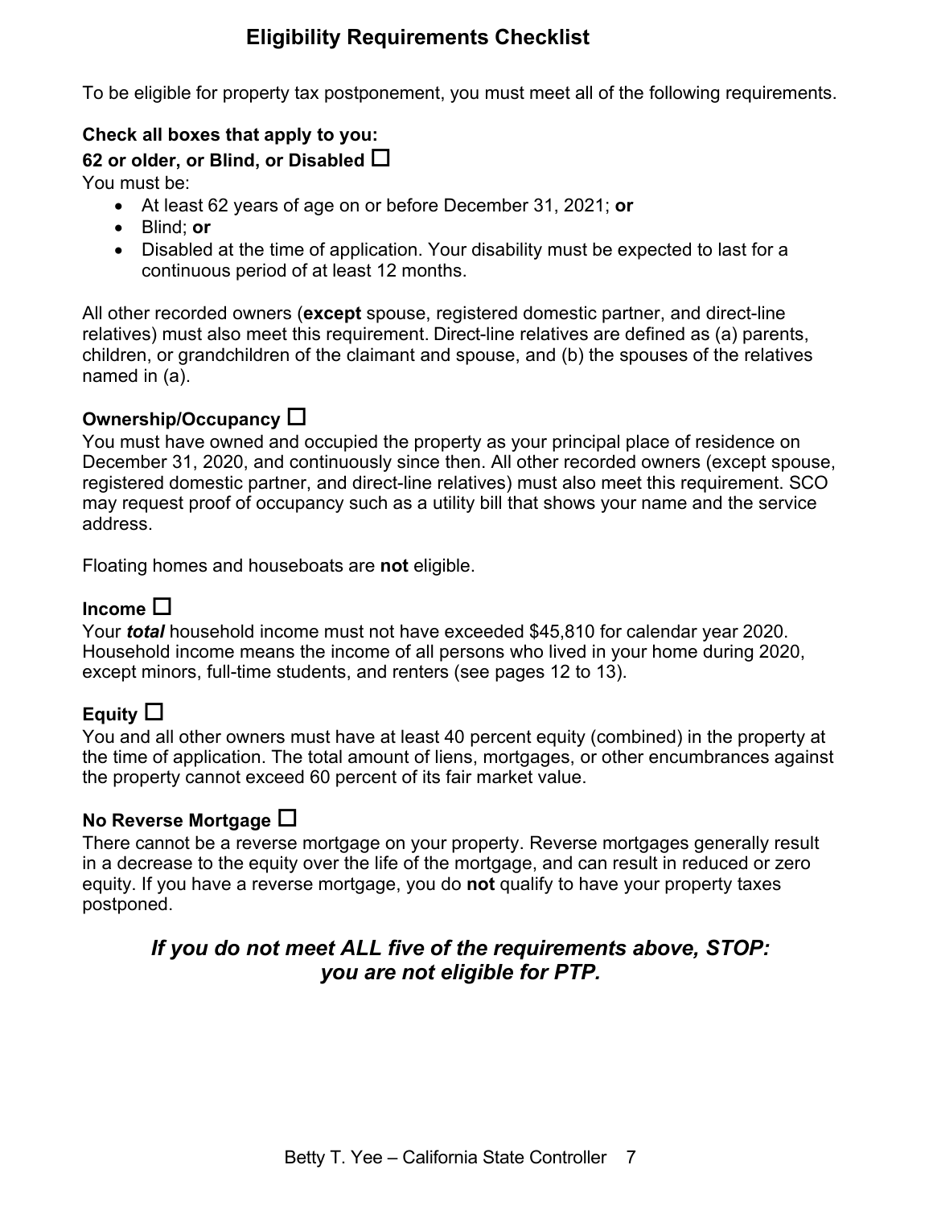# Eligibility Requirements Checklist

To be eligible for property tax postponement, you must meet all of the following requirements.

**Check all boxes that apply to you:**

### 62 or older, or Blind, or Disabled ☐

You must be:

- At least 62 years of age on or before December 31, 2021; **or**
- Blind; **or**
- Disabled at the time of application. Your disability must be expected to last for a continuous period of at least 12 months.

All other recorded owners (**except** spouse, registered domestic partner, and direct-line relatives) must also meet this requirement. Direct-line relatives are defined as (a) parents, children, or grandchildren of the claimant and spouse, and (b) the spouses of the relatives named in (a).

### Ownership/Occupancy ☐

You must have owned and occupied the property as your principal place of residence on December 31, 2020, and continuously since then. All other recorded owners (except spouse, registered domestic partner, and direct-line relatives) must also meet this requirement. SCO may request proof of occupancy such as a utility bill that shows your name and the service address.

Floating homes and houseboats are **not** eligible.

### Income ☐

Your ***total*** household income must not have exceeded $45,810 for calendar year 2020. Household income means the income of all persons who lived in your home during 2020, except minors, full-time students, and renters (see pages 12 to 13).

### Equity ☐

You and all other owners must have at least 40 percent equity (combined) in the property at the time of application. The total amount of liens, mortgages, or other encumbrances against the property cannot exceed 60 percent of its fair market value.

### No Reverse Mortgage ☐

There cannot be a reverse mortgage on your property. Reverse mortgages generally result in a decrease to the equity over the life of the mortgage, and can result in reduced or zero equity. If you have a reverse mortgage, you do **not** qualify to have your property taxes postponed.

***If you do not meet ALL five of the requirements above, STOP: you are not eligible for PTP.***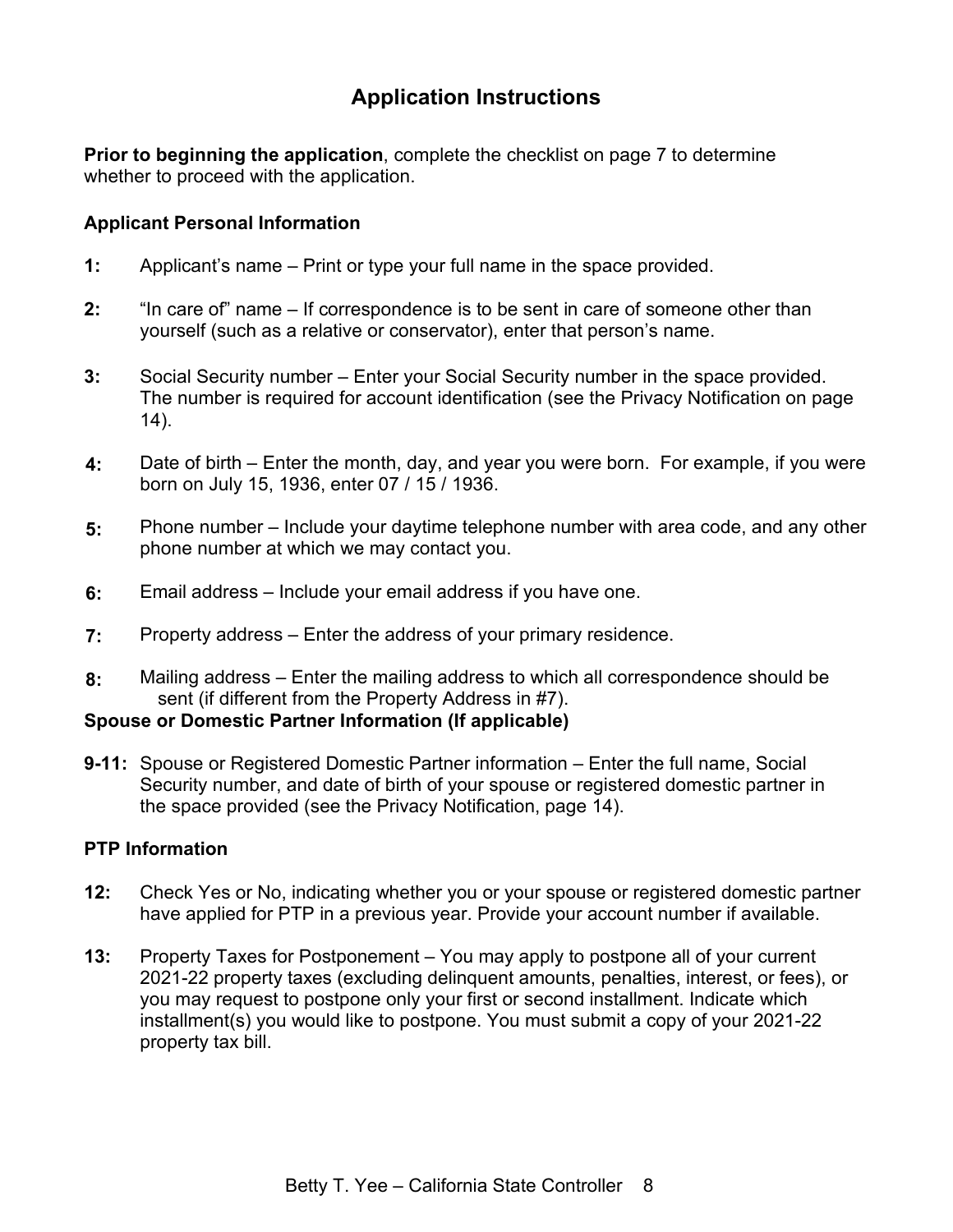## Application Instructions

**Prior to beginning the application**, complete the checklist on page 7 to determine whether to proceed with the application.

### Applicant Personal Information

**1:** Applicant's name – Print or type your full name in the space provided.

**2:** "In care of" name – If correspondence is to be sent in care of someone other than yourself (such as a relative or conservator), enter that person's name.

**3:** Social Security number – Enter your Social Security number in the space provided. The number is required for account identification (see the Privacy Notification on page 14).

**4:** Date of birth – Enter the month, day, and year you were born. For example, if you were born on July 15, 1936, enter 07 / 15 / 1936.

**5:** Phone number – Include your daytime telephone number with area code, and any other phone number at which we may contact you.

**6:** Email address – Include your email address if you have one.

**7:** Property address – Enter the address of your primary residence.

**8:** Mailing address – Enter the mailing address to which all correspondence should be sent (if different from the Property Address in #7).

### Spouse or Domestic Partner Information (If applicable)

**9-11:** Spouse or Registered Domestic Partner information – Enter the full name, Social Security number, and date of birth of your spouse or registered domestic partner in the space provided (see the Privacy Notification, page 14).

### PTP Information

**12:** Check Yes or No, indicating whether you or your spouse or registered domestic partner have applied for PTP in a previous year. Provide your account number if available.

**13:** Property Taxes for Postponement – You may apply to postpone all of your current 2021-22 property taxes (excluding delinquent amounts, penalties, interest, or fees), or you may request to postpone only your first or second installment. Indicate which installment(s) you would like to postpone. You must submit a copy of your 2021-22 property tax bill.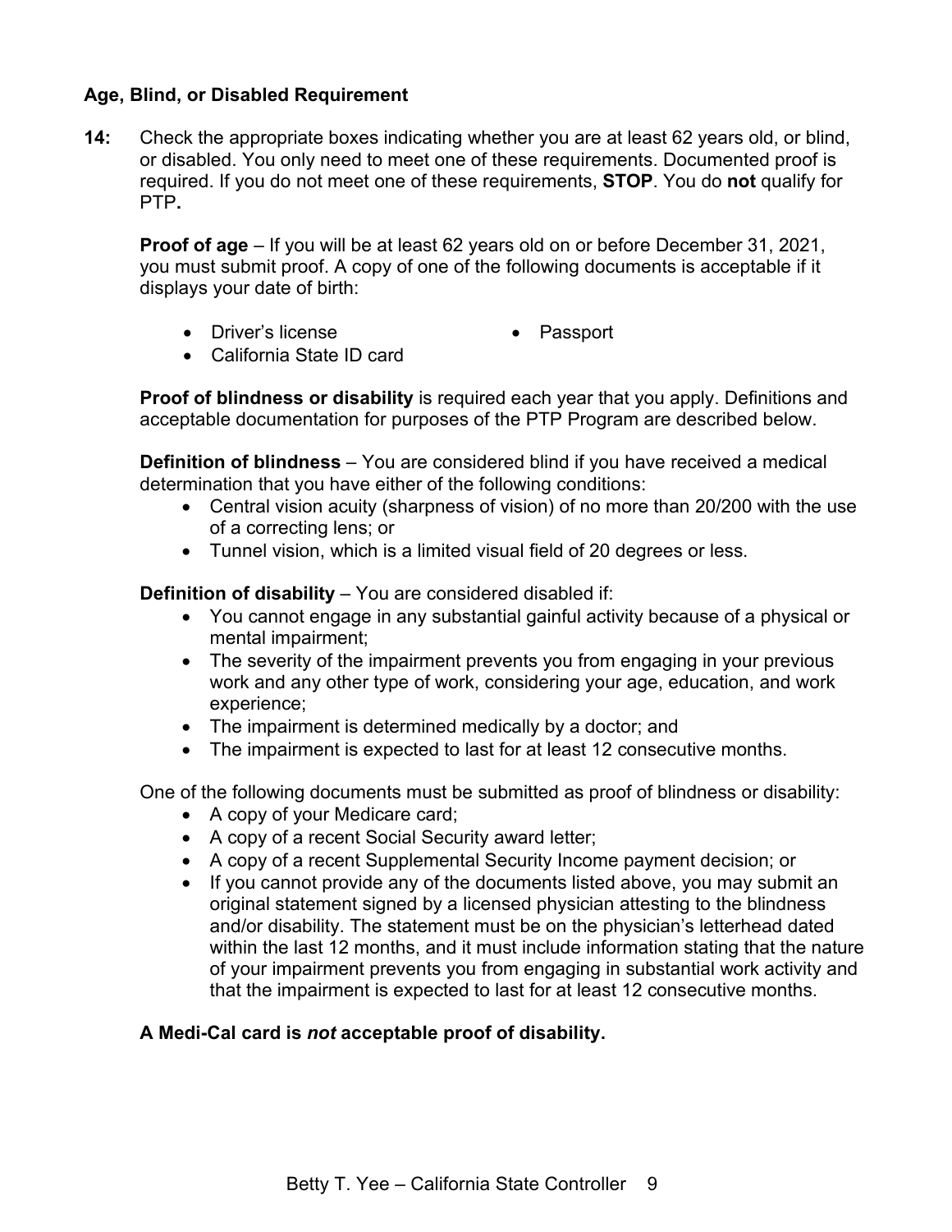### Age, Blind, or Disabled Requirement

**14:** Check the appropriate boxes indicating whether you are at least 62 years old, or blind, or disabled. You only need to meet one of these requirements. Documented proof is required. If you do not meet one of these requirements, **STOP**. You do **not** qualify for PTP**.**

**Proof of age** – If you will be at least 62 years old on or before December 31, 2021, you must submit proof. A copy of one of the following documents is acceptable if it displays your date of birth:

- Driver's license
- Passport
- California State ID card

**Proof of blindness or disability** is required each year that you apply. Definitions and acceptable documentation for purposes of the PTP Program are described below.

**Definition of blindness** – You are considered blind if you have received a medical determination that you have either of the following conditions:

- Central vision acuity (sharpness of vision) of no more than 20/200 with the use of a correcting lens; or
- Tunnel vision, which is a limited visual field of 20 degrees or less.

**Definition of disability** – You are considered disabled if:

- You cannot engage in any substantial gainful activity because of a physical or mental impairment;
- The severity of the impairment prevents you from engaging in your previous work and any other type of work, considering your age, education, and work experience;
- The impairment is determined medically by a doctor; and
- The impairment is expected to last for at least 12 consecutive months.

One of the following documents must be submitted as proof of blindness or disability:

- A copy of your Medicare card;
- A copy of a recent Social Security award letter;
- A copy of a recent Supplemental Security Income payment decision; or
- If you cannot provide any of the documents listed above, you may submit an original statement signed by a licensed physician attesting to the blindness and/or disability. The statement must be on the physician's letterhead dated within the last 12 months, and it must include information stating that the nature of your impairment prevents you from engaging in substantial work activity and that the impairment is expected to last for at least 12 consecutive months.

**A Medi-Cal card is *not* acceptable proof of disability.**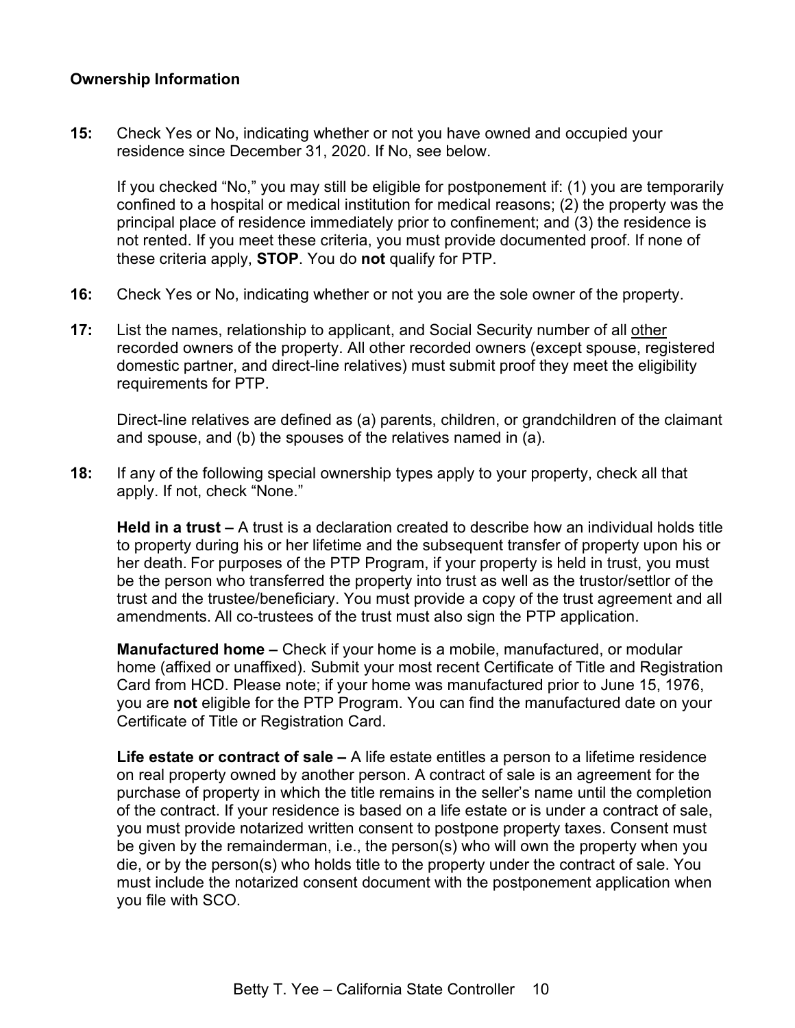**Ownership Information**

**15:** Check Yes or No, indicating whether or not you have owned and occupied your residence since December 31, 2020. If No, see below.

If you checked "No," you may still be eligible for postponement if: (1) you are temporarily confined to a hospital or medical institution for medical reasons; (2) the property was the principal place of residence immediately prior to confinement; and (3) the residence is not rented. If you meet these criteria, you must provide documented proof. If none of these criteria apply, **STOP**. You do **not** qualify for PTP.

**16:** Check Yes or No, indicating whether or not you are the sole owner of the property.

**17:** List the names, relationship to applicant, and Social Security number of all other recorded owners of the property. All other recorded owners (except spouse, registered domestic partner, and direct-line relatives) must submit proof they meet the eligibility requirements for PTP.

Direct-line relatives are defined as (a) parents, children, or grandchildren of the claimant and spouse, and (b) the spouses of the relatives named in (a).

**18:** If any of the following special ownership types apply to your property, check all that apply. If not, check "None."

**Held in a trust –** A trust is a declaration created to describe how an individual holds title to property during his or her lifetime and the subsequent transfer of property upon his or her death. For purposes of the PTP Program, if your property is held in trust, you must be the person who transferred the property into trust as well as the trustor/settlor of the trust and the trustee/beneficiary. You must provide a copy of the trust agreement and all amendments. All co-trustees of the trust must also sign the PTP application.

**Manufactured home –** Check if your home is a mobile, manufactured, or modular home (affixed or unaffixed). Submit your most recent Certificate of Title and Registration Card from HCD. Please note; if your home was manufactured prior to June 15, 1976, you are **not** eligible for the PTP Program. You can find the manufactured date on your Certificate of Title or Registration Card.

**Life estate or contract of sale –** A life estate entitles a person to a lifetime residence on real property owned by another person. A contract of sale is an agreement for the purchase of property in which the title remains in the seller's name until the completion of the contract. If your residence is based on a life estate or is under a contract of sale, you must provide notarized written consent to postpone property taxes. Consent must be given by the remainderman, i.e., the person(s) who will own the property when you die, or by the person(s) who holds title to the property under the contract of sale. You must include the notarized consent document with the postponement application when you file with SCO.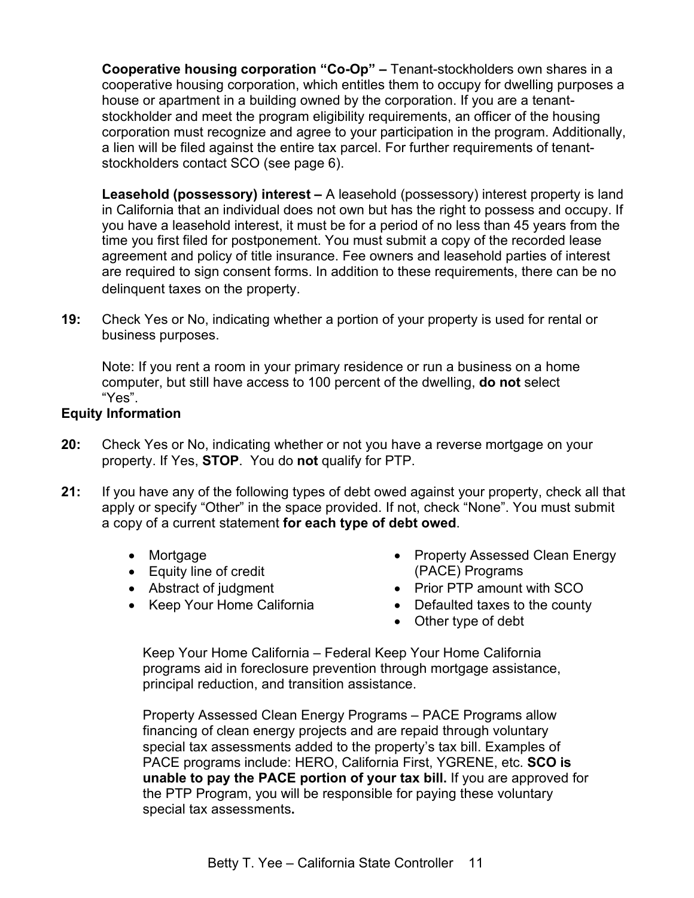**Cooperative housing corporation "Co-Op" –** Tenant-stockholders own shares in a cooperative housing corporation, which entitles them to occupy for dwelling purposes a house or apartment in a building owned by the corporation. If you are a tenant-stockholder and meet the program eligibility requirements, an officer of the housing corporation must recognize and agree to your participation in the program. Additionally, a lien will be filed against the entire tax parcel. For further requirements of tenant-stockholders contact SCO (see page 6).

**Leasehold (possessory) interest –** A leasehold (possessory) interest property is land in California that an individual does not own but has the right to possess and occupy. If you have a leasehold interest, it must be for a period of no less than 45 years from the time you first filed for postponement. You must submit a copy of the recorded lease agreement and policy of title insurance. Fee owners and leasehold parties of interest are required to sign consent forms. In addition to these requirements, there can be no delinquent taxes on the property.

**19:** Check Yes or No, indicating whether a portion of your property is used for rental or business purposes.

Note: If you rent a room in your primary residence or run a business on a home computer, but still have access to 100 percent of the dwelling, **do not** select "Yes".

**Equity Information**

**20:** Check Yes or No, indicating whether or not you have a reverse mortgage on your property. If Yes, **STOP**. You do **not** qualify for PTP.

**21:** If you have any of the following types of debt owed against your property, check all that apply or specify "Other" in the space provided. If not, check "None". You must submit a copy of a current statement **for each type of debt owed**.

- Mortgage
- Equity line of credit
- Abstract of judgment
- Keep Your Home California
- Property Assessed Clean Energy (PACE) Programs
- Prior PTP amount with SCO
- Defaulted taxes to the county
- Other type of debt

Keep Your Home California – Federal Keep Your Home California programs aid in foreclosure prevention through mortgage assistance, principal reduction, and transition assistance.

Property Assessed Clean Energy Programs – PACE Programs allow financing of clean energy projects and are repaid through voluntary special tax assessments added to the property's tax bill. Examples of PACE programs include: HERO, California First, YGRENE, etc. **SCO is unable to pay the PACE portion of your tax bill.** If you are approved for the PTP Program, you will be responsible for paying these voluntary special tax assessments**.**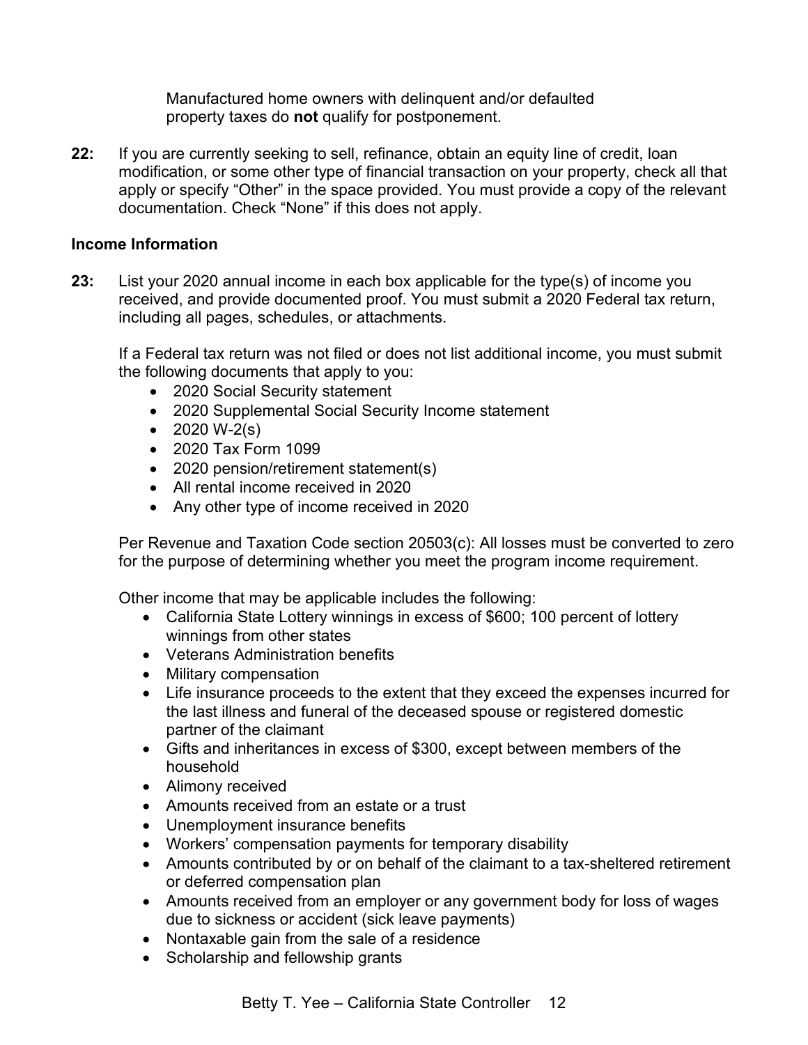Manufactured home owners with delinquent and/or defaulted property taxes do **not** qualify for postponement.

**22:** If you are currently seeking to sell, refinance, obtain an equity line of credit, loan modification, or some other type of financial transaction on your property, check all that apply or specify "Other" in the space provided. You must provide a copy of the relevant documentation. Check "None" if this does not apply.

### Income Information

**23:** List your 2020 annual income in each box applicable for the type(s) of income you received, and provide documented proof. You must submit a 2020 Federal tax return, including all pages, schedules, or attachments.

If a Federal tax return was not filed or does not list additional income, you must submit the following documents that apply to you:

- 2020 Social Security statement
- 2020 Supplemental Social Security Income statement
- 2020 W-2(s)
- 2020 Tax Form 1099
- 2020 pension/retirement statement(s)
- All rental income received in 2020
- Any other type of income received in 2020

Per Revenue and Taxation Code section 20503(c): All losses must be converted to zero for the purpose of determining whether you meet the program income requirement.

Other income that may be applicable includes the following:

- California State Lottery winnings in excess of $600; 100 percent of lottery winnings from other states
- Veterans Administration benefits
- Military compensation
- Life insurance proceeds to the extent that they exceed the expenses incurred for the last illness and funeral of the deceased spouse or registered domestic partner of the claimant
- Gifts and inheritances in excess of $300, except between members of the household
- Alimony received
- Amounts received from an estate or a trust
- Unemployment insurance benefits
- Workers' compensation payments for temporary disability
- Amounts contributed by or on behalf of the claimant to a tax-sheltered retirement or deferred compensation plan
- Amounts received from an employer or any government body for loss of wages due to sickness or accident (sick leave payments)
- Nontaxable gain from the sale of a residence
- Scholarship and fellowship grants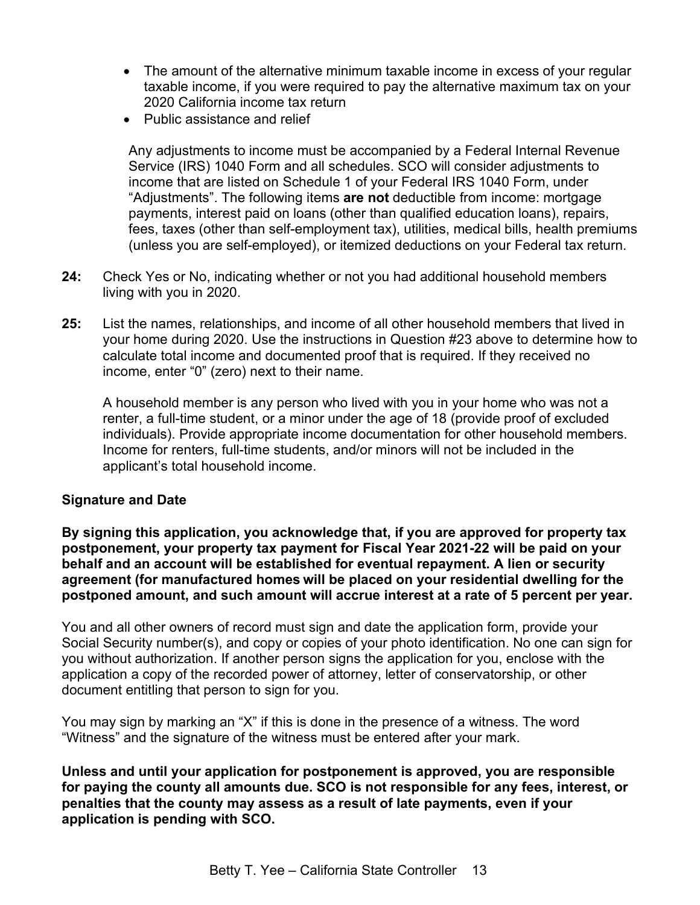- The amount of the alternative minimum taxable income in excess of your regular taxable income, if you were required to pay the alternative maximum tax on your 2020 California income tax return
- Public assistance and relief

  Any adjustments to income must be accompanied by a Federal Internal Revenue Service (IRS) 1040 Form and all schedules. SCO will consider adjustments to income that are listed on Schedule 1 of your Federal IRS 1040 Form, under "Adjustments". The following items **are not** deductible from income: mortgage payments, interest paid on loans (other than qualified education loans), repairs, fees, taxes (other than self-employment tax), utilities, medical bills, health premiums (unless you are self-employed), or itemized deductions on your Federal tax return.

**24:** Check Yes or No, indicating whether or not you had additional household members living with you in 2020.

**25:** List the names, relationships, and income of all other household members that lived in your home during 2020. Use the instructions in Question #23 above to determine how to calculate total income and documented proof that is required. If they received no income, enter "0" (zero) next to their name.

A household member is any person who lived with you in your home who was not a renter, a full-time student, or a minor under the age of 18 (provide proof of excluded individuals). Provide appropriate income documentation for other household members. Income for renters, full-time students, and/or minors will not be included in the applicant's total household income.

### Signature and Date

**By signing this application, you acknowledge that, if you are approved for property tax postponement, your property tax payment for Fiscal Year 2021-22 will be paid on your behalf and an account will be established for eventual repayment. A lien or security agreement (for manufactured homes will be placed on your residential dwelling for the postponed amount, and such amount will accrue interest at a rate of 5 percent per year.**

You and all other owners of record must sign and date the application form, provide your Social Security number(s), and copy or copies of your photo identification. No one can sign for you without authorization. If another person signs the application for you, enclose with the application a copy of the recorded power of attorney, letter of conservatorship, or other document entitling that person to sign for you.

You may sign by marking an "X" if this is done in the presence of a witness. The word "Witness" and the signature of the witness must be entered after your mark.

**Unless and until your application for postponement is approved, you are responsible for paying the county all amounts due. SCO is not responsible for any fees, interest, or penalties that the county may assess as a result of late payments, even if your application is pending with SCO.**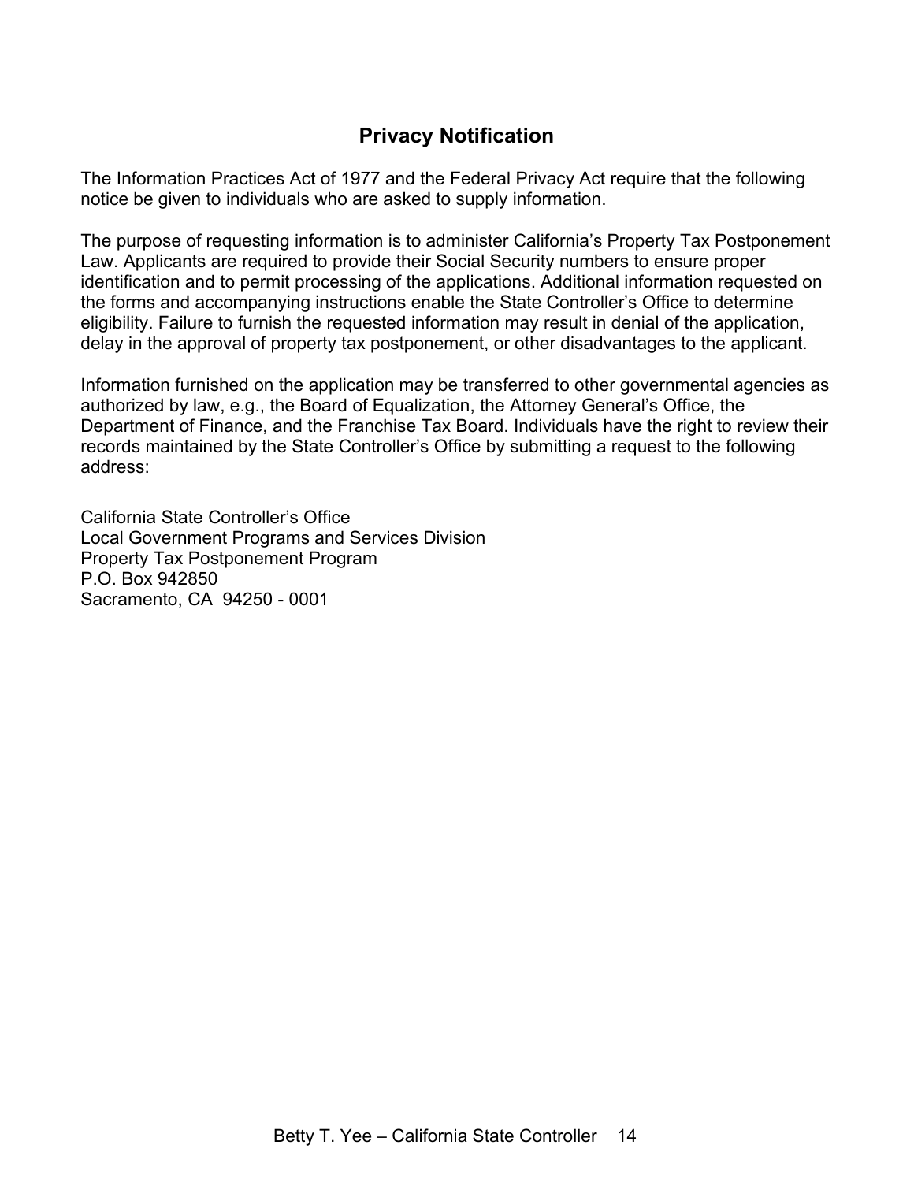## Privacy Notification

The Information Practices Act of 1977 and the Federal Privacy Act require that the following notice be given to individuals who are asked to supply information.

The purpose of requesting information is to administer California's Property Tax Postponement Law. Applicants are required to provide their Social Security numbers to ensure proper identification and to permit processing of the applications. Additional information requested on the forms and accompanying instructions enable the State Controller's Office to determine eligibility. Failure to furnish the requested information may result in denial of the application, delay in the approval of property tax postponement, or other disadvantages to the applicant.

Information furnished on the application may be transferred to other governmental agencies as authorized by law, e.g., the Board of Equalization, the Attorney General's Office, the Department of Finance, and the Franchise Tax Board. Individuals have the right to review their records maintained by the State Controller's Office by submitting a request to the following address:

California State Controller's Office
Local Government Programs and Services Division
Property Tax Postponement Program
P.O. Box 942850
Sacramento, CA 94250 - 0001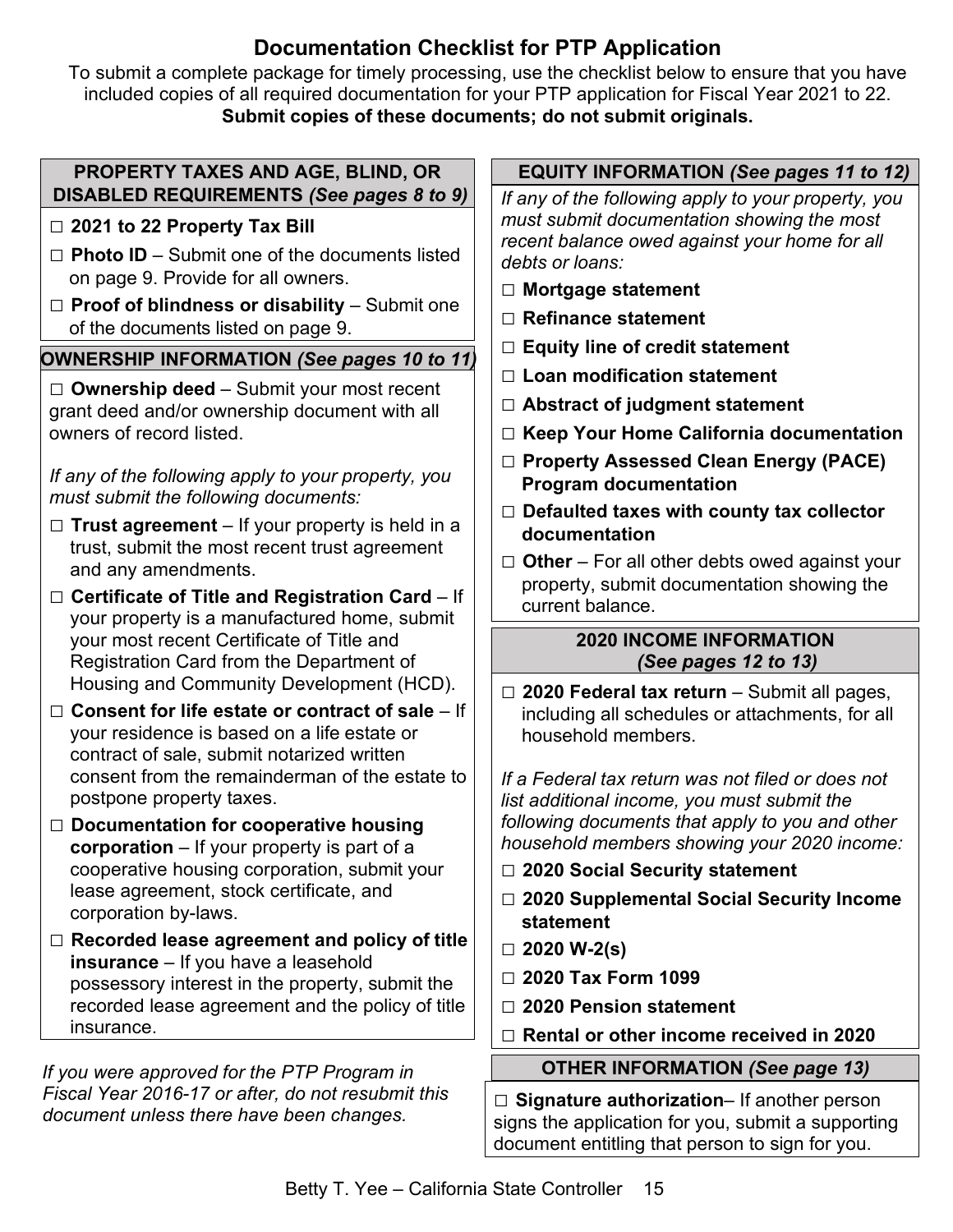# Documentation Checklist for PTP Application

To submit a complete package for timely processing, use the checklist below to ensure that you have included copies of all required documentation for your PTP application for Fiscal Year 2021 to 22.

**Submit copies of these documents; do not submit originals.**

## PROPERTY TAXES AND AGE, BLIND, OR DISABLED REQUIREMENTS *(See pages 8 to 9)*

- ☐ **2021 to 22 Property Tax Bill**
- ☐ **Photo ID** – Submit one of the documents listed on page 9. Provide for all owners.
- ☐ **Proof of blindness or disability** – Submit one of the documents listed on page 9.

## OWNERSHIP INFORMATION *(See pages 10 to 11)*

☐ **Ownership deed** – Submit your most recent grant deed and/or ownership document with all owners of record listed.

*If any of the following apply to your property, you must submit the following documents:*

- ☐ **Trust agreement** – If your property is held in a trust, submit the most recent trust agreement and any amendments.
- ☐ **Certificate of Title and Registration Card** – If your property is a manufactured home, submit your most recent Certificate of Title and Registration Card from the Department of Housing and Community Development (HCD).
- ☐ **Consent for life estate or contract of sale** – If your residence is based on a life estate or contract of sale, submit notarized written consent from the remainderman of the estate to postpone property taxes.
- ☐ **Documentation for cooperative housing corporation** – If your property is part of a cooperative housing corporation, submit your lease agreement, stock certificate, and corporation by-laws.
- ☐ **Recorded lease agreement and policy of title insurance** – If you have a leasehold possessory interest in the property, submit the recorded lease agreement and the policy of title insurance.

*If you were approved for the PTP Program in Fiscal Year 2016-17 or after, do not resubmit this document unless there have been changes.*

## EQUITY INFORMATION *(See pages 11 to 12)*

*If any of the following apply to your property, you must submit documentation showing the most recent balance owed against your home for all debts or loans:*

- ☐ **Mortgage statement**
- ☐ **Refinance statement**
- ☐ **Equity line of credit statement**
- ☐ **Loan modification statement**
- ☐ **Abstract of judgment statement**
- ☐ **Keep Your Home California documentation**
- ☐ **Property Assessed Clean Energy (PACE) Program documentation**
- ☐ **Defaulted taxes with county tax collector documentation**
- ☐ **Other** – For all other debts owed against your property, submit documentation showing the current balance.

## 2020 INCOME INFORMATION *(See pages 12 to 13)*

- ☐ **2020 Federal tax return** – Submit all pages, including all schedules or attachments, for all household members.

*If a Federal tax return was not filed or does not list additional income, you must submit the following documents that apply to you and other household members showing your 2020 income:*

- ☐ **2020 Social Security statement**
- ☐ **2020 Supplemental Social Security Income statement**
- ☐ **2020 W-2(s)**
- ☐ **2020 Tax Form 1099**
- ☐ **2020 Pension statement**
- ☐ **Rental or other income received in 2020**

## OTHER INFORMATION *(See page 13)*

☐ **Signature authorization**– If another person signs the application for you, submit a supporting document entitling that person to sign for you.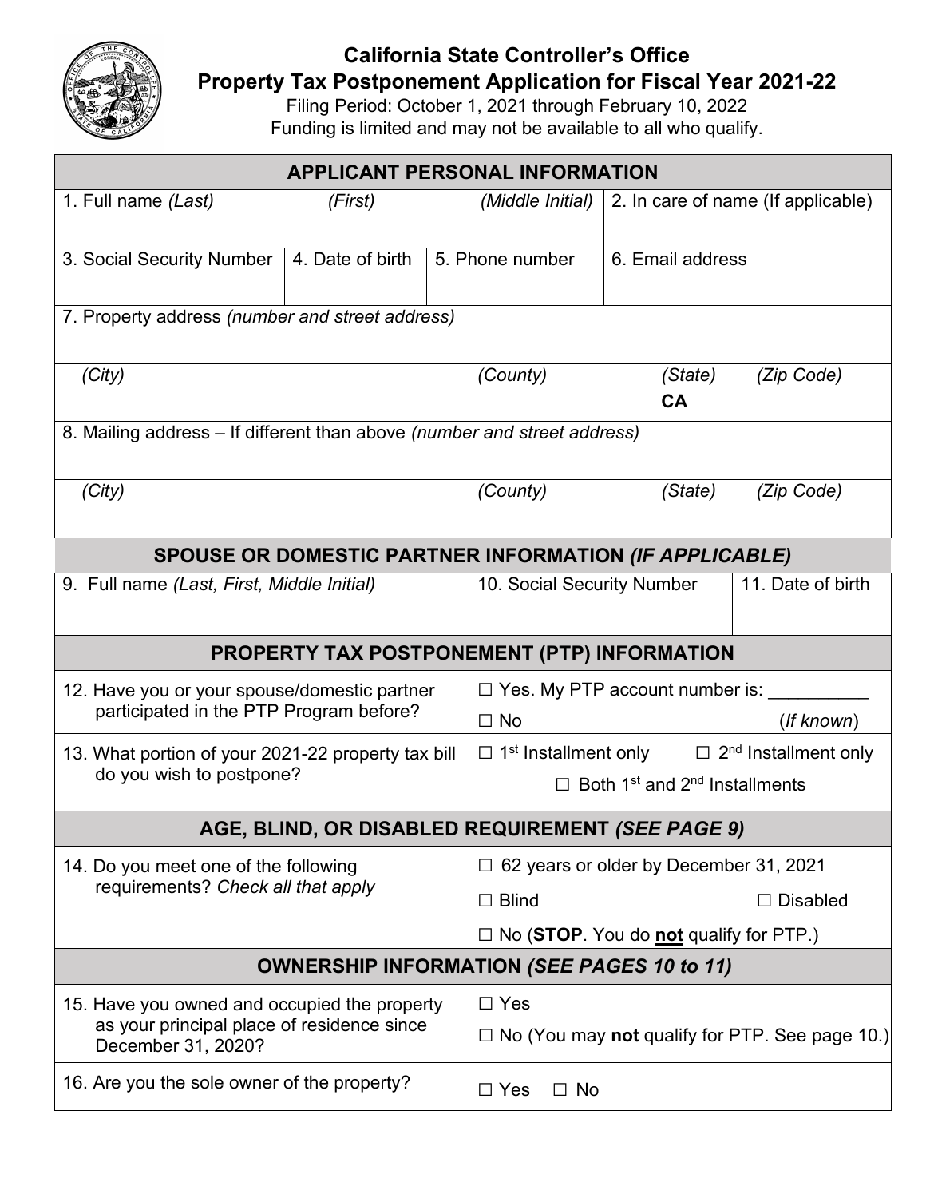# California State Controller's Office
## Property Tax Postponement Application for Fiscal Year 2021-22

Filing Period: October 1, 2021 through February 10, 2022
Funding is limited and may not be available to all who qualify.

| **APPLICANT PERSONAL INFORMATION** | | | |
|---|---|---|---|
| 1. Full name *(Last)* *(First)* *(Middle Initial)* | | | 2. In care of name (If applicable) |
| 3. Social Security Number | 4. Date of birth | 5. Phone number | 6. Email address |
| 7. Property address *(number and street address)* | | | |
| *(City)* | | *(County)* | *(State)* **CA** *(Zip Code)* |
| 8. Mailing address – If different than above *(number and street address)* | | | |
| *(City)* | | *(County)* | *(State)* *(Zip Code)* |

| **SPOUSE OR DOMESTIC PARTNER INFORMATION *(IF APPLICABLE)*** | | |
|---|---|---|
| 9. Full name *(Last, First, Middle Initial)* | 10. Social Security Number | 11. Date of birth |

| **PROPERTY TAX POSTPONEMENT (PTP) INFORMATION** | |
|---|---|
| 12. Have you or your spouse/domestic partner participated in the PTP Program before? | ☐ Yes. My PTP account number is: __________ ☐ No (*If known*) |
| 13. What portion of your 2021-22 property tax bill do you wish to postpone? | ☐ 1st Installment only ☐ 2nd Installment only ☐ Both 1st and 2nd Installments |

| **AGE, BLIND, OR DISABLED REQUIREMENT *(SEE PAGE 9)*** | |
|---|---|
| 14. Do you meet one of the following requirements? *Check all that apply* | ☐ 62 years or older by December 31, 2021 ☐ Blind ☐ Disabled ☐ No (**STOP**. You do **not** qualify for PTP.) |

| **OWNERSHIP INFORMATION *(SEE PAGES 10 to 11)*** | |
|---|---|
| 15. Have you owned and occupied the property as your principal place of residence since December 31, 2020? | ☐ Yes ☐ No (You may **not** qualify for PTP. See page 10.) |
| 16. Are you the sole owner of the property? | ☐ Yes ☐ No |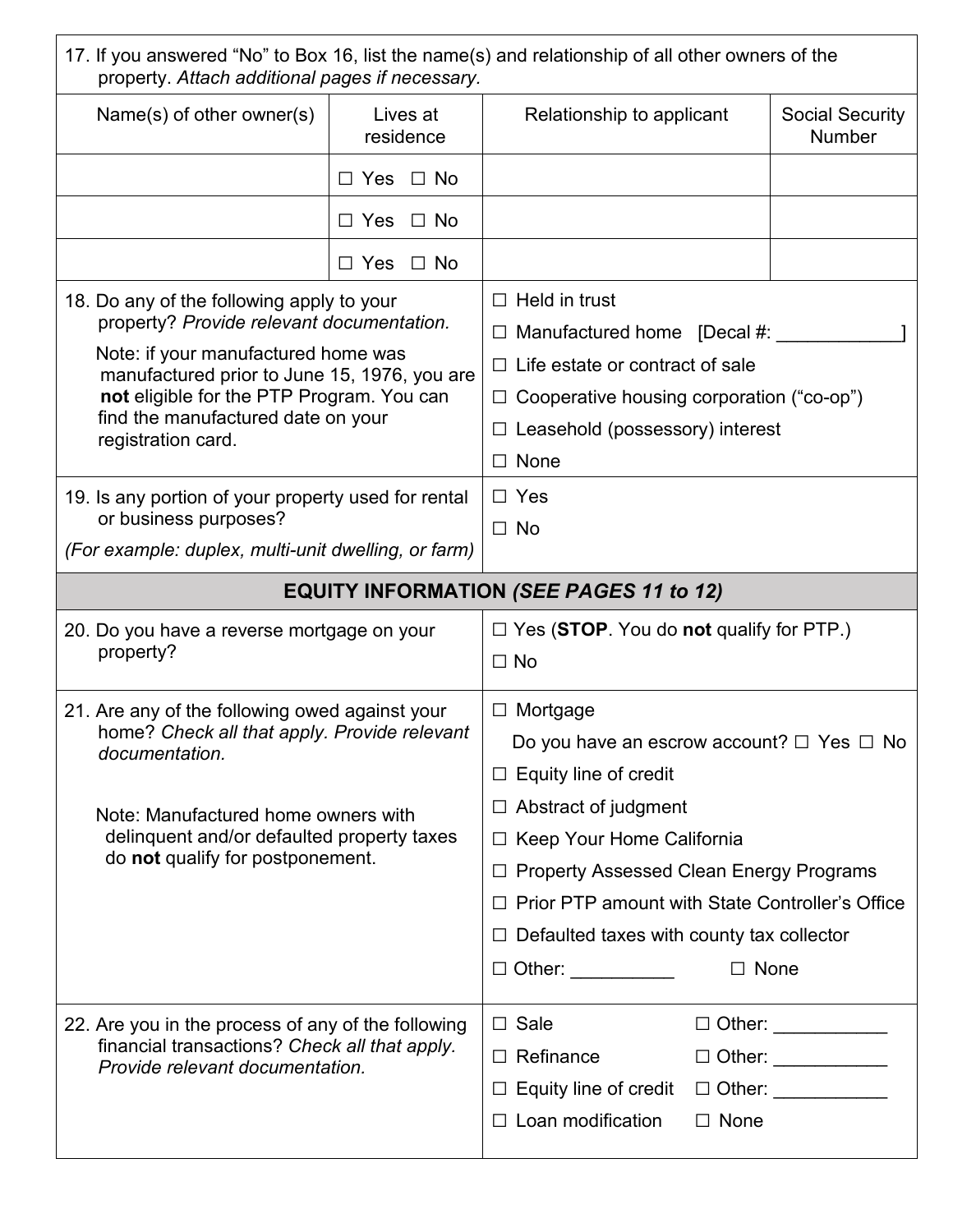17. If you answered "No" to Box 16, list the name(s) and relationship of all other owners of the property. *Attach additional pages if necessary.*

| Name(s) of other owner(s) | Lives at residence | Relationship to applicant | Social Security Number |
|---|---|---|---|
| | ☐ Yes ☐ No | | |
| | ☐ Yes ☐ No | | |
| | ☐ Yes ☐ No | | |

| | |
|---|---|
| 18. Do any of the following apply to your property? *Provide relevant documentation.* Note: if your manufactured home was manufactured prior to June 15, 1976, you are **not** eligible for the PTP Program. You can find the manufactured date on your registration card. | ☐ Held in trust<br>☐ Manufactured home [Decal #: ____________]<br>☐ Life estate or contract of sale<br>☐ Cooperative housing corporation ("co-op")<br>☐ Leasehold (possessory) interest<br>☐ None |
| 19. Is any portion of your property used for rental or business purposes? *(For example: duplex, multi-unit dwelling, or farm)* | ☐ Yes<br>☐ No |

## EQUITY INFORMATION *(SEE PAGES 11 to 12)*

| | |
|---|---|
| 20. Do you have a reverse mortgage on your property? | ☐ Yes (**STOP**. You do **not** qualify for PTP.)<br>☐ No |
| 21. Are any of the following owed against your home? *Check all that apply. Provide relevant documentation.* Note: Manufactured home owners with delinquent and/or defaulted property taxes do **not** qualify for postponement. | ☐ Mortgage<br>Do you have an escrow account? ☐ Yes ☐ No<br>☐ Equity line of credit<br>☐ Abstract of judgment<br>☐ Keep Your Home California<br>☐ Property Assessed Clean Energy Programs<br>☐ Prior PTP amount with State Controller's Office<br>☐ Defaulted taxes with county tax collector<br>☐ Other: __________ ☐ None |
| 22. Are you in the process of any of the following financial transactions? *Check all that apply. Provide relevant documentation.* | ☐ Sale ☐ Other: ___________<br>☐ Refinance ☐ Other: ___________<br>☐ Equity line of credit ☐ Other: ___________<br>☐ Loan modification ☐ None |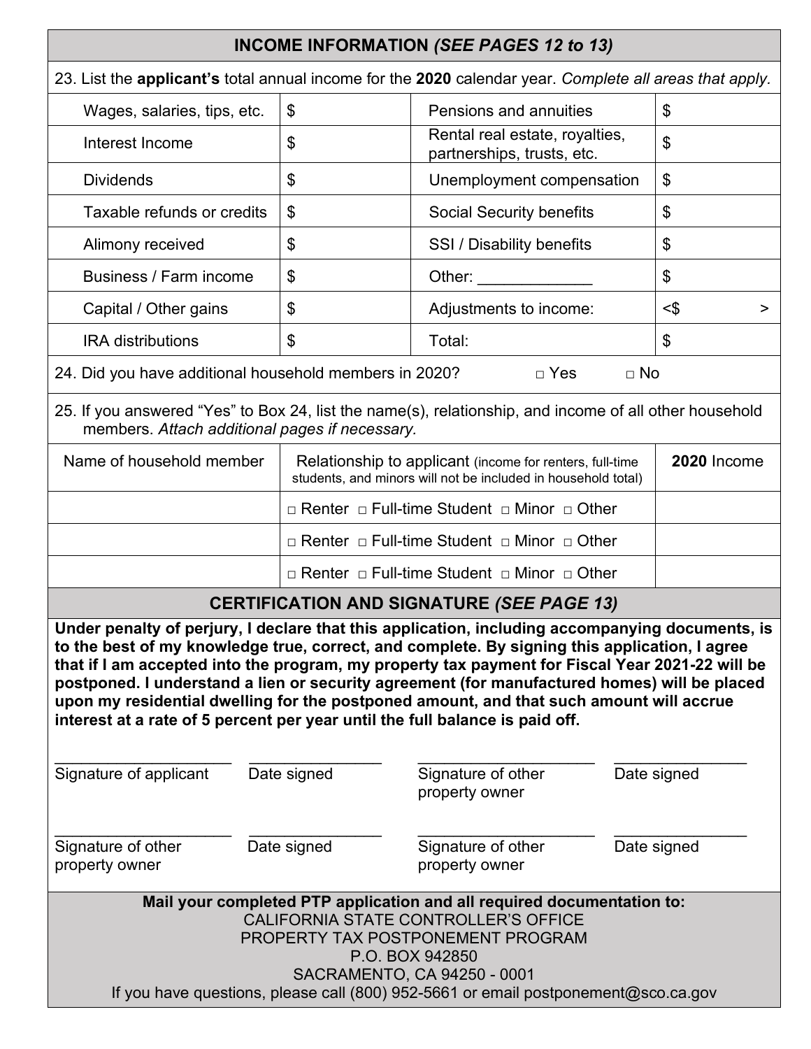## INCOME INFORMATION *(SEE PAGES 12 to 13)*

23. List the **applicant's** total annual income for the **2020** calendar year. *Complete all areas that apply.*

| | | | |
|---|---|---|---|
| Wages, salaries, tips, etc. | $ | Pensions and annuities | $ |
| Interest Income | $ | Rental real estate, royalties, partnerships, trusts, etc. | $ |
| Dividends | $ | Unemployment compensation | $ |
| Taxable refunds or credits | $ | Social Security benefits | $ |
| Alimony received | $ | SSI / Disability benefits | $ |
| Business / Farm income | $ | Other: _____________ | $ |
| Capital / Other gains | $ | Adjustments to income: | <$ > |
| IRA distributions | $ | Total: | $ |

24. Did you have additional household members in 2020? □ Yes □ No

25. If you answered "Yes" to Box 24, list the name(s), relationship, and income of all other household members. *Attach additional pages if necessary.*

| Name of household member | Relationship to applicant (income for renters, full-time students, and minors will not be included in household total) | **2020** Income |
|---|---|---|
| | □ Renter □ Full-time Student □ Minor □ Other | |
| | □ Renter □ Full-time Student □ Minor □ Other | |
| | □ Renter □ Full-time Student □ Minor □ Other | |

## CERTIFICATION AND SIGNATURE *(SEE PAGE 13)*

**Under penalty of perjury, I declare that this application, including accompanying documents, is to the best of my knowledge true, correct, and complete. By signing this application, I agree that if I am accepted into the program, my property tax payment for Fiscal Year 2021-22 will be postponed. I understand a lien or security agreement (for manufactured homes) will be placed upon my residential dwelling for the postponed amount, and that such amount will accrue interest at a rate of 5 percent per year until the full balance is paid off.**

| | | | |
|---|---|---|---|
| ____________________ Signature of applicant | ______________ Date signed | ____________________ Signature of other property owner | ______________ Date signed |
| ____________________ Signature of other property owner | ______________ Date signed | ____________________ Signature of other property owner | ______________ Date signed |

**Mail your completed PTP application and all required documentation to:**

CALIFORNIA STATE CONTROLLER'S OFFICE
PROPERTY TAX POSTPONEMENT PROGRAM
P.O. BOX 942850
SACRAMENTO, CA 94250 - 0001

If you have questions, please call (800) 952-5661 or email postponement@sco.ca.gov